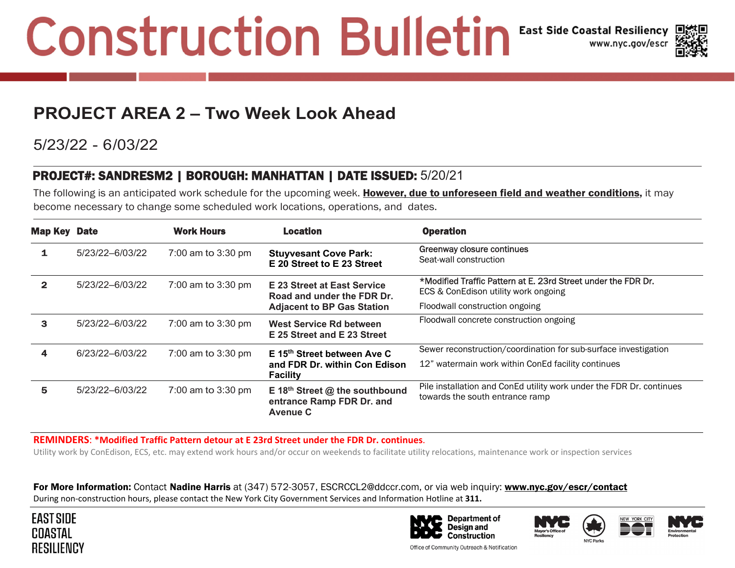# Construction Bulletin

East Side Coastal Resiliency
www.nyc.gov/escr

## PROJECT AREA 2 – Two Week Look Ahead

5/23/22 - 6/03/22

### PROJECT#: SANDRESM2 | BOROUGH: MANHATTAN | DATE ISSUED: 5/20/21

The following is an anticipated work schedule for the upcoming week. **However, due to unforeseen field and weather conditions,** it may become necessary to change some scheduled work locations, operations, and dates.

| Map Key | Date | Work Hours | Location | Operation |
|---|---|---|---|---|
| 1 | 5/23/22–6/03/22 | 7:00 am to 3:30 pm | **Stuyvesant Cove Park: E 20 Street to E 23 Street** | Greenway closure continues<br>Seat-wall construction |
| 2 | 5/23/22–6/03/22 | 7:00 am to 3:30 pm | **E 23 Street at East Service Road and under the FDR Dr. Adjacent to BP Gas Station** | *Modified Traffic Pattern at E. 23rd Street under the FDR Dr.<br>ECS & ConEdison utility work ongoing<br>Floodwall construction ongoing |
| 3 | 5/23/22–6/03/22 | 7:00 am to 3:30 pm | **West Service Rd between E 25 Street and E 23 Street** | Floodwall concrete construction ongoing |
| 4 | 6/23/22–6/03/22 | 7:00 am to 3:30 pm | **E 15th Street between Ave C and FDR Dr. within Con Edison Facility** | Sewer reconstruction/coordination for sub-surface investigation<br>12” watermain work within ConEd facility continues |
| 5 | 5/23/22–6/03/22 | 7:00 am to 3:30 pm | **E 18th Street @ the southbound entrance Ramp FDR Dr. and Avenue C** | Pile installation and ConEd utility work under the FDR Dr. continues towards the south entrance ramp |

**REMINDERS**: ***Modified Traffic Pattern detour at E 23rd Street under the FDR Dr. continues**.

Utility work by ConEdison, ECS, etc. may extend work hours and/or occur on weekends to facilitate utility relocations, maintenance work or inspection services

**For More Information:** Contact **Nadine Harris** at (347) 572-3057, ESCRCCL2@ddccr.com, or via web inquiry: **www.nyc.gov/escr/contact**

During non-construction hours, please contact the New York City Government Services and Information Hotline at **311.**

EAST SIDE COASTAL RESILIENCY

NYC Department of Design and Construction — Office of Community Outreach & Notification

NYC Mayor's Office of Resiliency | NYC Parks | New York City DOT | NYC Environmental Protection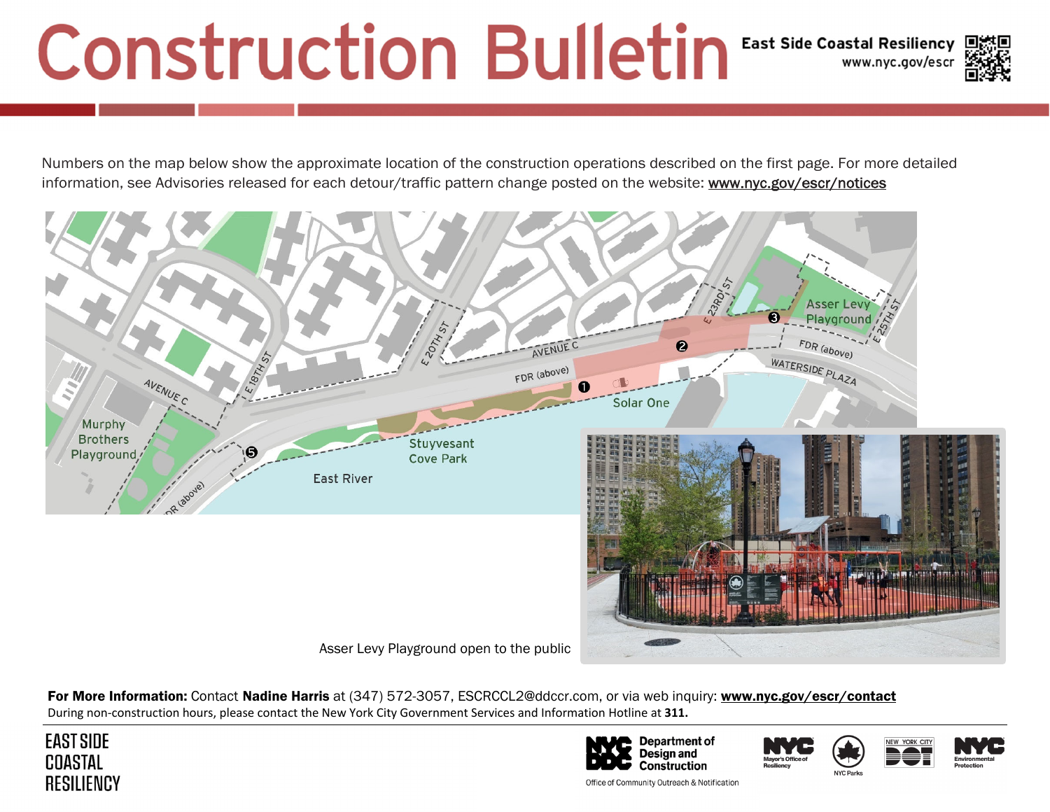# Construction Bulletin

**East Side Coastal Resiliency**
www.nyc.gov/escr

Numbers on the map below show the approximate location of the construction operations described on the first page. For more detailed information, see Advisories released for each detour/traffic pattern change posted on the website: **www.nyc.gov/escr/notices**

Asser Levy Playground open to the public

**For More Information:** Contact **Nadine Harris** at (347) 572-3057, ESCRCCL2@ddccr.com, or via web inquiry: **www.nyc.gov/escr/contact**
During non-construction hours, please contact the New York City Government Services and Information Hotline at **311.**

EAST SIDE COASTAL RESILIENCY

NYC DDC Department of Design and Construction
Office of Community Outreach & Notification

NYC Mayor's Office of Resiliency | NYC Parks | New York City DOT | NYC Environmental Protection